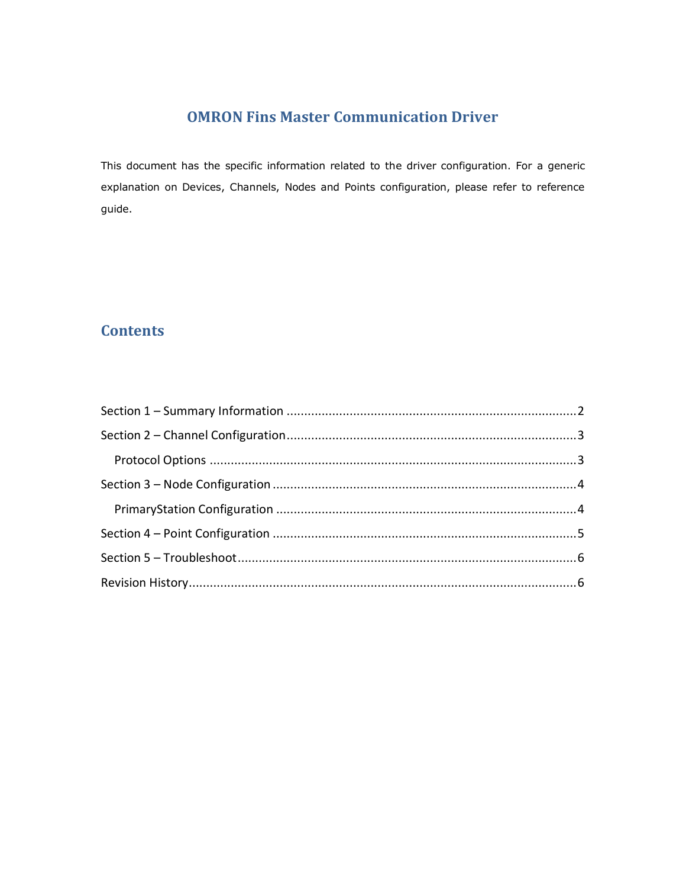# OMRON Fins Master Communication Driver

This document has the specific information related to the driver configuration. For a generic explanation on Devices, Channels, Nodes and Points configuration, please refer to reference guide.

## Contents

Section 1 – Summary Information ........................................................................................2

Section 2 – Channel Configuration........................................................................................3

Protocol Options ..................................................................................................................3

Section 3 – Node Configuration ............................................................................................4

PrimaryStation Configuration ..............................................................................................4

Section 4 – Point Configuration ............................................................................................5

Section 5 – Troubleshoot.......................................................................................................6

Revision History.....................................................................................................................6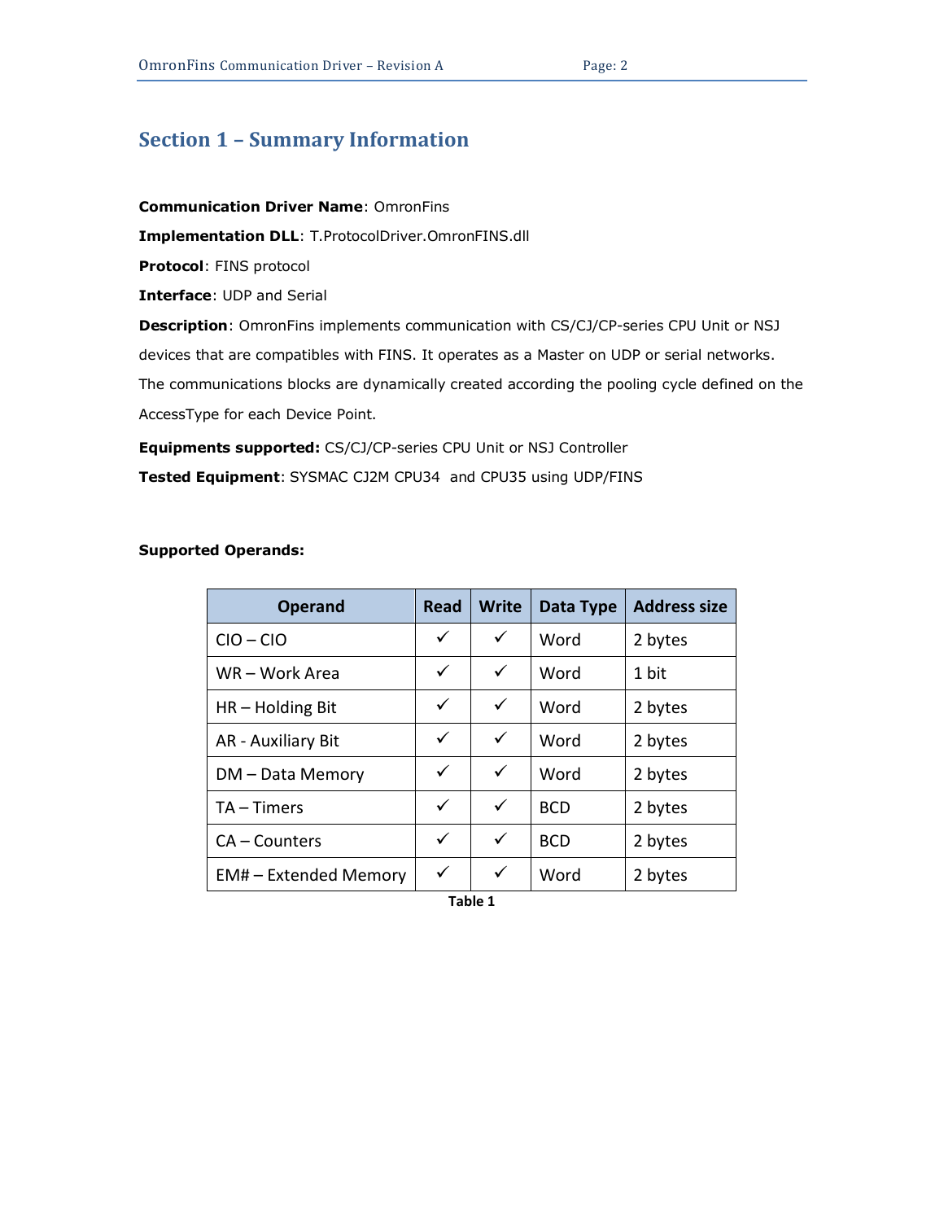# Section 1 – Summary Information

**Communication Driver Name**: OmronFins

**Implementation DLL**: T.ProtocolDriver.OmronFINS.dll

**Protocol**: FINS protocol

**Interface**: UDP and Serial

**Description**: OmronFins implements communication with CS/CJ/CP-series CPU Unit or NSJ devices that are compatibles with FINS. It operates as a Master on UDP or serial networks. The communications blocks are dynamically created according the pooling cycle defined on the AccessType for each Device Point.

**Equipments supported:** CS/CJ/CP-series CPU Unit or NSJ Controller

**Tested Equipment**: SYSMAC CJ2M CPU34 and CPU35 using UDP/FINS

**Supported Operands:**

| Operand | Read | Write | Data Type | Address size |
|---|---|---|---|---|
| CIO – CIO | ✓ | ✓ | Word | 2 bytes |
| WR – Work Area | ✓ | ✓ | Word | 1 bit |
| HR – Holding Bit | ✓ | ✓ | Word | 2 bytes |
| AR - Auxiliary Bit | ✓ | ✓ | Word | 2 bytes |
| DM – Data Memory | ✓ | ✓ | Word | 2 bytes |
| TA – Timers | ✓ | ✓ | BCD | 2 bytes |
| CA – Counters | ✓ | ✓ | BCD | 2 bytes |
| EM# – Extended Memory | ✓ | ✓ | Word | 2 bytes |

**Table 1**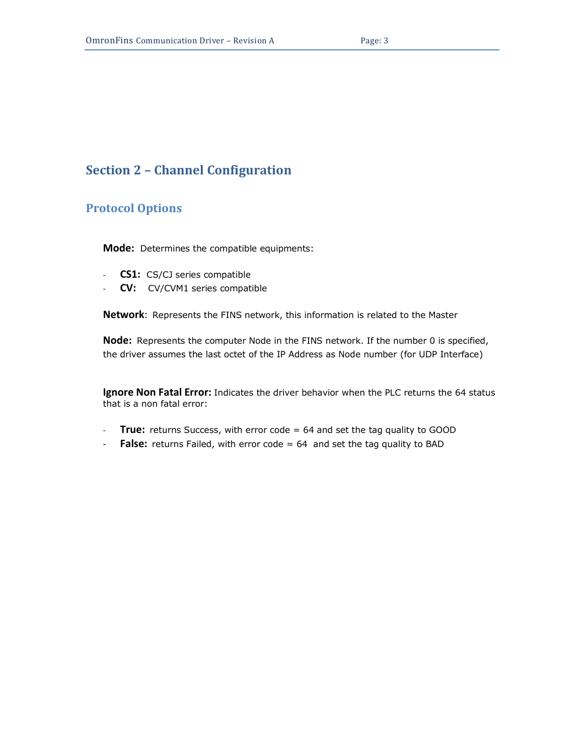# Section 2 – Channel Configuration

## Protocol Options

**Mode:** Determines the compatible equipments:

- **CS1:** CS/CJ series compatible
- **CV:** CV/CVM1 series compatible

**Network**: Represents the FINS network, this information is related to the Master

**Node:** Represents the computer Node in the FINS network. If the number 0 is specified, the driver assumes the last octet of the IP Address as Node number (for UDP Interface)

**Ignore Non Fatal Error:** Indicates the driver behavior when the PLC returns the 64 status that is a non fatal error:

- **True:** returns Success, with error code = 64 and set the tag quality to GOOD
- **False:** returns Failed, with error code = 64 and set the tag quality to BAD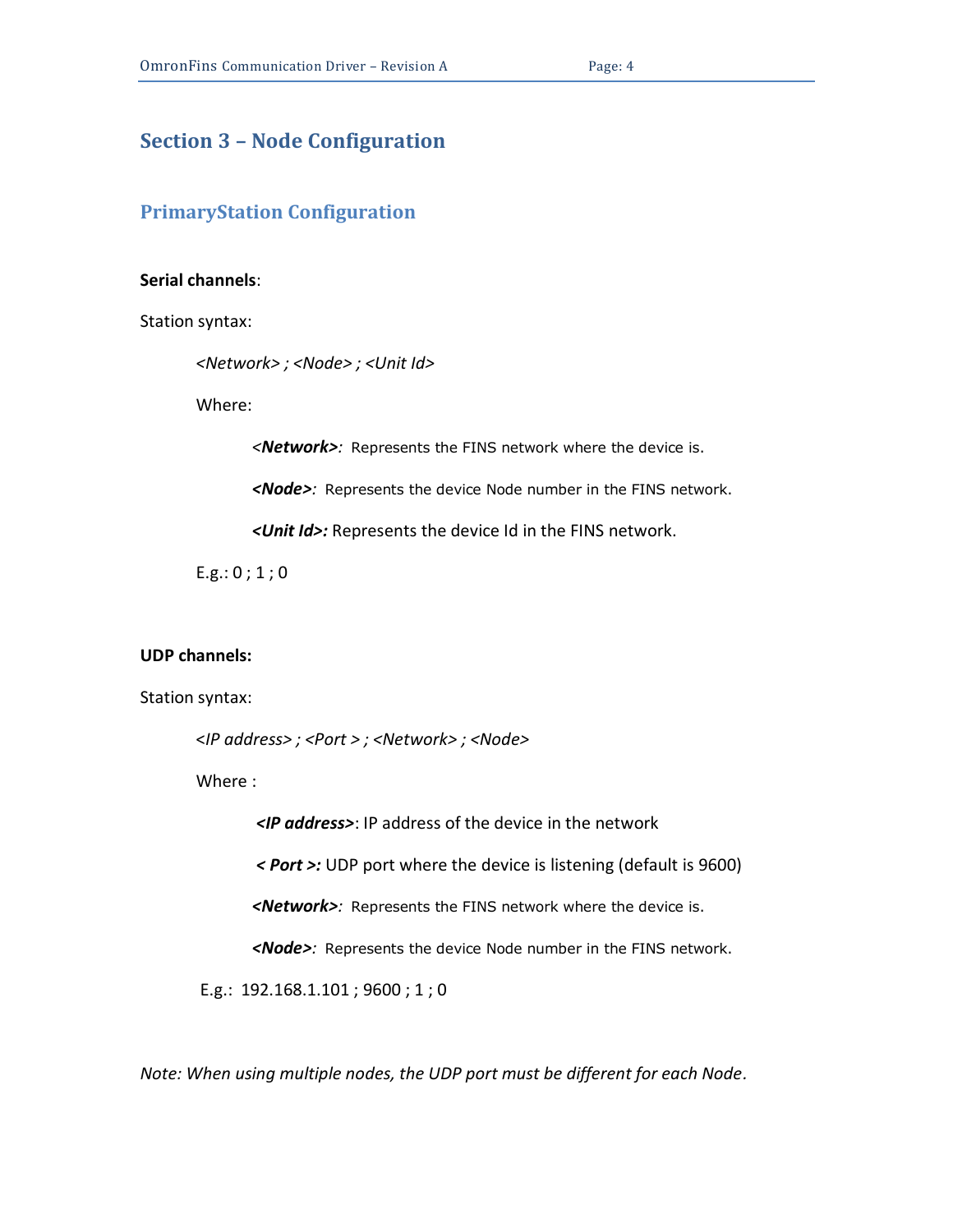# Section 3 – Node Configuration

## PrimaryStation Configuration

**Serial channels**:

Station syntax:

*<Network> ; <Node> ; <Unit Id>*

Where:

<***Network>***: Represents the FINS network where the device is.

***<Node>***: Represents the device Node number in the FINS network.

***<Unit Id>:*** Represents the device Id in the FINS network.

E.g.: 0 ; 1 ; 0

**UDP channels:**

Station syntax:

*<IP address> ; <Port > ; <Network> ; <Node>*

Where :

***<IP address>***: IP address of the device in the network

***< Port >:*** UDP port where the device is listening (default is 9600)

***<Network>***: Represents the FINS network where the device is.

***<Node>***: Represents the device Node number in the FINS network.

E.g.: 192.168.1.101 ; 9600 ; 1 ; 0

*Note: When using multiple nodes, the UDP port must be different for each Node.*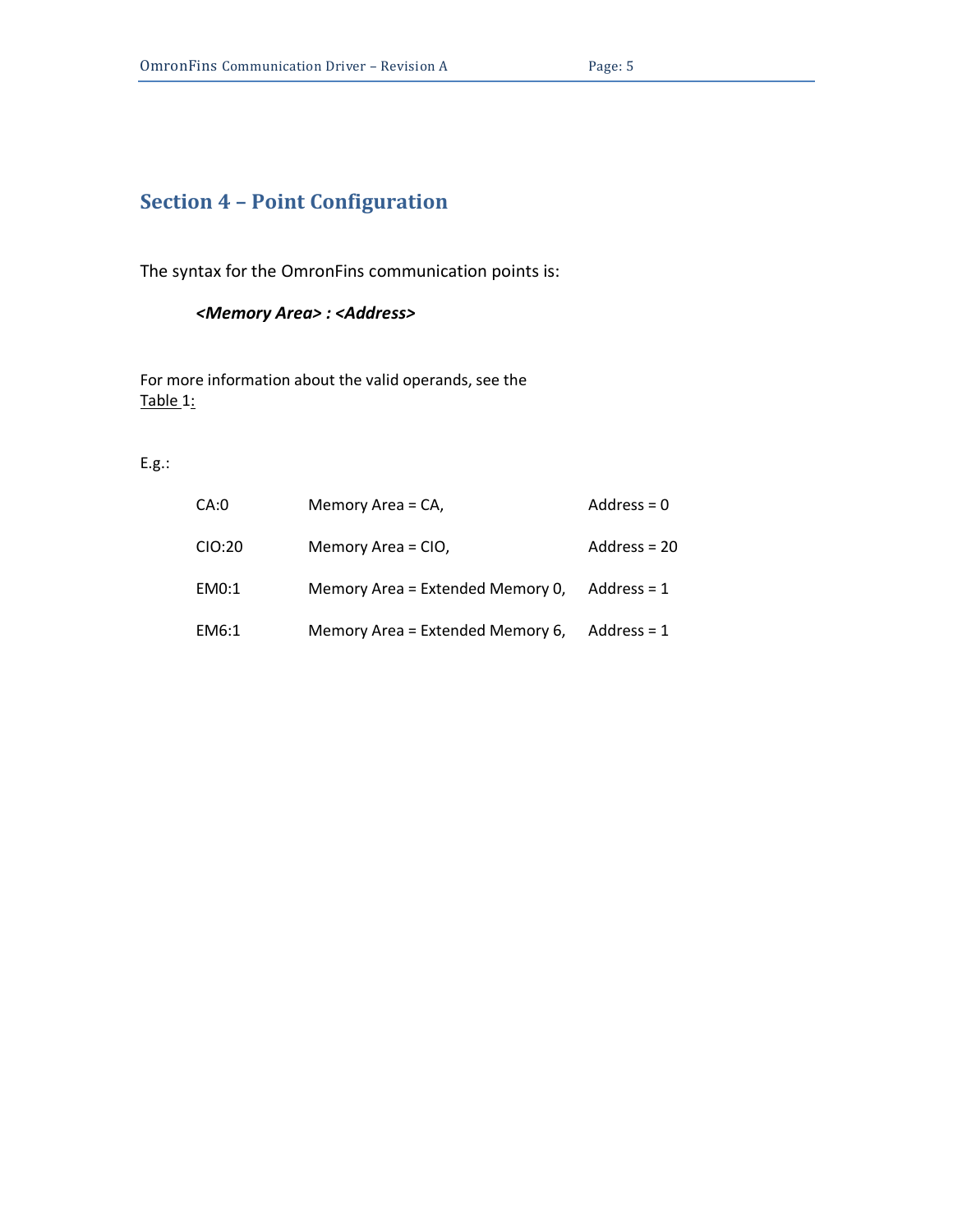# Section 4 – Point Configuration

The syntax for the OmronFins communication points is:

***<Memory Area> : <Address>***

For more information about the valid operands, see the Table 1:

E.g.:

| | | |
|---|---|---|
| CA:0 | Memory Area = CA, | Address = 0 |
| CIO:20 | Memory Area = CIO, | Address = 20 |
| EM0:1 | Memory Area = Extended Memory 0, | Address = 1 |
| EM6:1 | Memory Area = Extended Memory 6, | Address = 1 |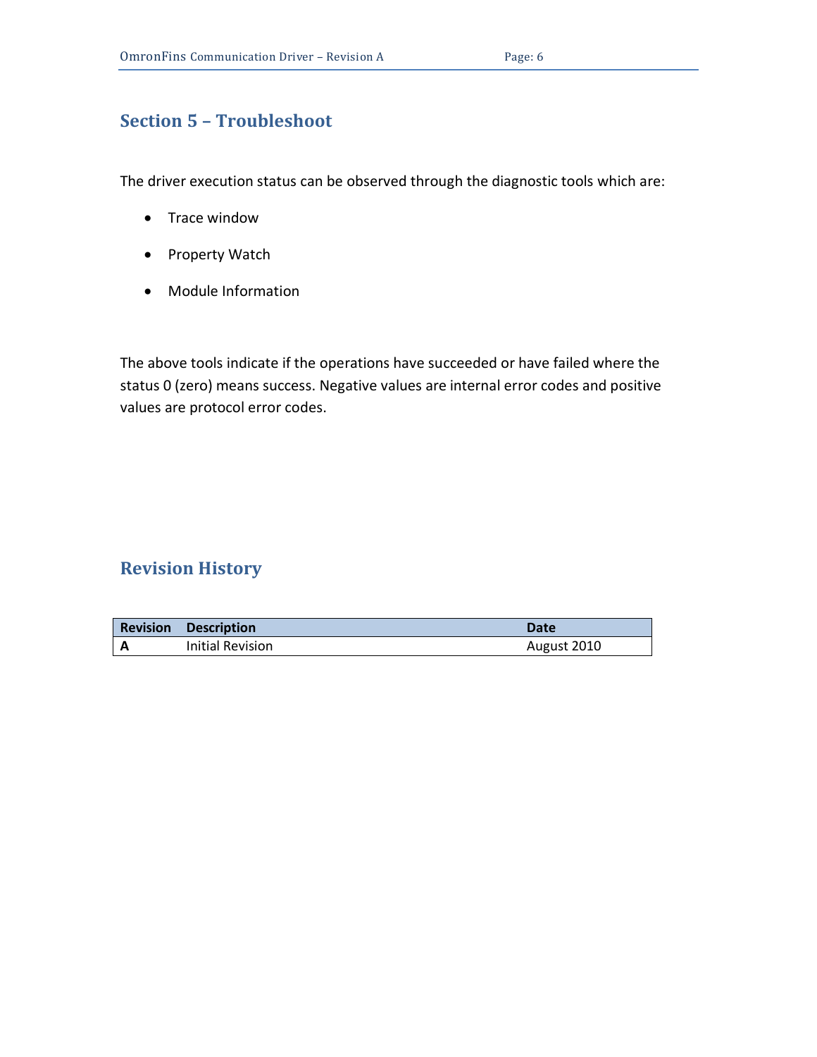## Section 5 – Troubleshoot

The driver execution status can be observed through the diagnostic tools which are:

- Trace window
- Property Watch
- Module Information

The above tools indicate if the operations have succeeded or have failed where the status 0 (zero) means success. Negative values are internal error codes and positive values are protocol error codes.

## Revision History

| Revision | Description | Date |
|---|---|---|
| **A** | Initial Revision | August 2010 |